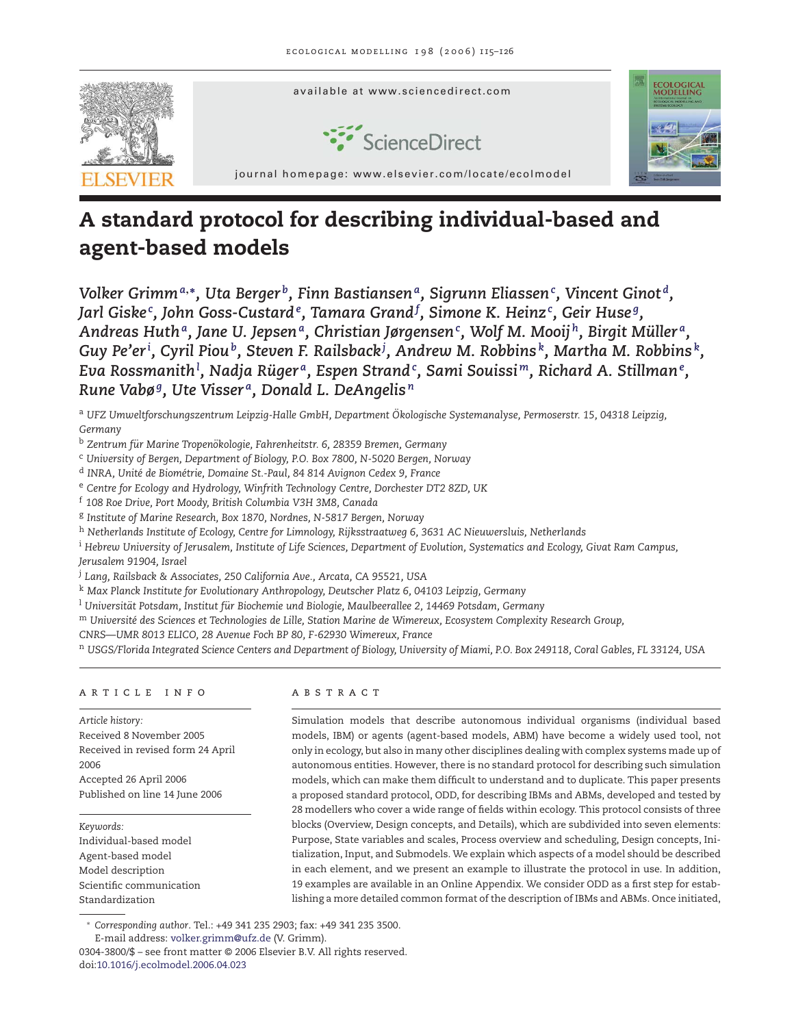# A standard protocol for describing individual-based and agent-based models

*Volker Grimm[a,*], Uta Berger[b], Finn Bastiansen[a], Sigrunn Eliassen[c], Vincent Ginot[d], Jarl Giske[c], John Goss-Custard[e], Tamara Grand[f], Simone K. Heinz[c], Geir Huse[g], Andreas Huth[a], Jane U. Jepsen[a], Christian Jørgensen[c], Wolf M. Mooij[h], Birgit Müller[a], Guy Pe'er[i], Cyril Piou[b], Steven F. Railsback[j], Andrew M. Robbins[k], Martha M. Robbins[k], Eva Rossmanith[l], Nadja Rüger[a], Espen Strand[c], Sami Souissi[m], Richard A. Stillman[e], Rune Vabø[g], Ute Visser[a], Donald L. DeAngelis[n]*

[a] *UFZ Umweltforschungszentrum Leipzig-Halle GmbH, Department Ökologische Systemanalyse, Permoserstr. 15, 04318 Leipzig, Germany*
[b] *Zentrum für Marine Tropenökologie, Fahrenheitstr. 6, 28359 Bremen, Germany*
[c] *University of Bergen, Department of Biology, P.O. Box 7800, N-5020 Bergen, Norway*
[d] *INRA, Unité de Biométrie, Domaine St.-Paul, 84 814 Avignon Cedex 9, France*
[e] *Centre for Ecology and Hydrology, Winfrith Technology Centre, Dorchester DT2 8ZD, UK*
[f] *108 Roe Drive, Port Moody, British Columbia V3H 3M8, Canada*
[g] *Institute of Marine Research, Box 1870, Nordnes, N-5817 Bergen, Norway*
[h] *Netherlands Institute of Ecology, Centre for Limnology, Rijksstraatweg 6, 3631 AC Nieuwersluis, Netherlands*
[i] *Hebrew University of Jerusalem, Institute of Life Sciences, Department of Evolution, Systematics and Ecology, Givat Ram Campus, Jerusalem 91904, Israel*
[j] *Lang, Railsback & Associates, 250 California Ave., Arcata, CA 95521, USA*
[k] *Max Planck Institute for Evolutionary Anthropology, Deutscher Platz 6, 04103 Leipzig, Germany*
[l] *Universität Potsdam, Institut für Biochemie und Biologie, Maulbeerallee 2, 14469 Potsdam, Germany*
[m] *Université des Sciences et Technologies de Lille, Station Marine de Wimereux, Ecosystem Complexity Research Group, CNRS—UMR 8013 ELICO, 28 Avenue Foch BP 80, F-62930 Wimereux, France*
[n] *USGS/Florida Integrated Science Centers and Department of Biology, University of Miami, P.O. Box 249118, Coral Gables, FL 33124, USA*

## ARTICLE INFO

*Article history:*
Received 8 November 2005
Received in revised form 24 April 2006
Accepted 26 April 2006
Published on line 14 June 2006

*Keywords:*
Individual-based model
Agent-based model
Model description
Scientific communication
Standardization

## ABSTRACT

Simulation models that describe autonomous individual organisms (individual based models, IBM) or agents (agent-based models, ABM) have become a widely used tool, not only in ecology, but also in many other disciplines dealing with complex systems made up of autonomous entities. However, there is no standard protocol for describing such simulation models, which can make them difficult to understand and to duplicate. This paper presents a proposed standard protocol, ODD, for describing IBMs and ABMs, developed and tested by 28 modellers who cover a wide range of fields within ecology. This protocol consists of three blocks (Overview, Design concepts, and Details), which are subdivided into seven elements: Purpose, State variables and scales, Process overview and scheduling, Design concepts, Initialization, Input, and Submodels. We explain which aspects of a model should be described in each element, and we present an example to illustrate the protocol in use. In addition, 19 examples are available in an Online Appendix. We consider ODD as a first step for establishing a more detailed common format of the description of IBMs and ABMs. Once initiated,

\* *Corresponding author*. Tel.: +49 341 235 2903; fax: +49 341 235 3500.
E-mail address: volker.grimm@ufz.de (V. Grimm).
0304-3800/$ – see front matter © 2006 Elsevier B.V. All rights reserved.
doi:10.1016/j.ecolmodel.2006.04.023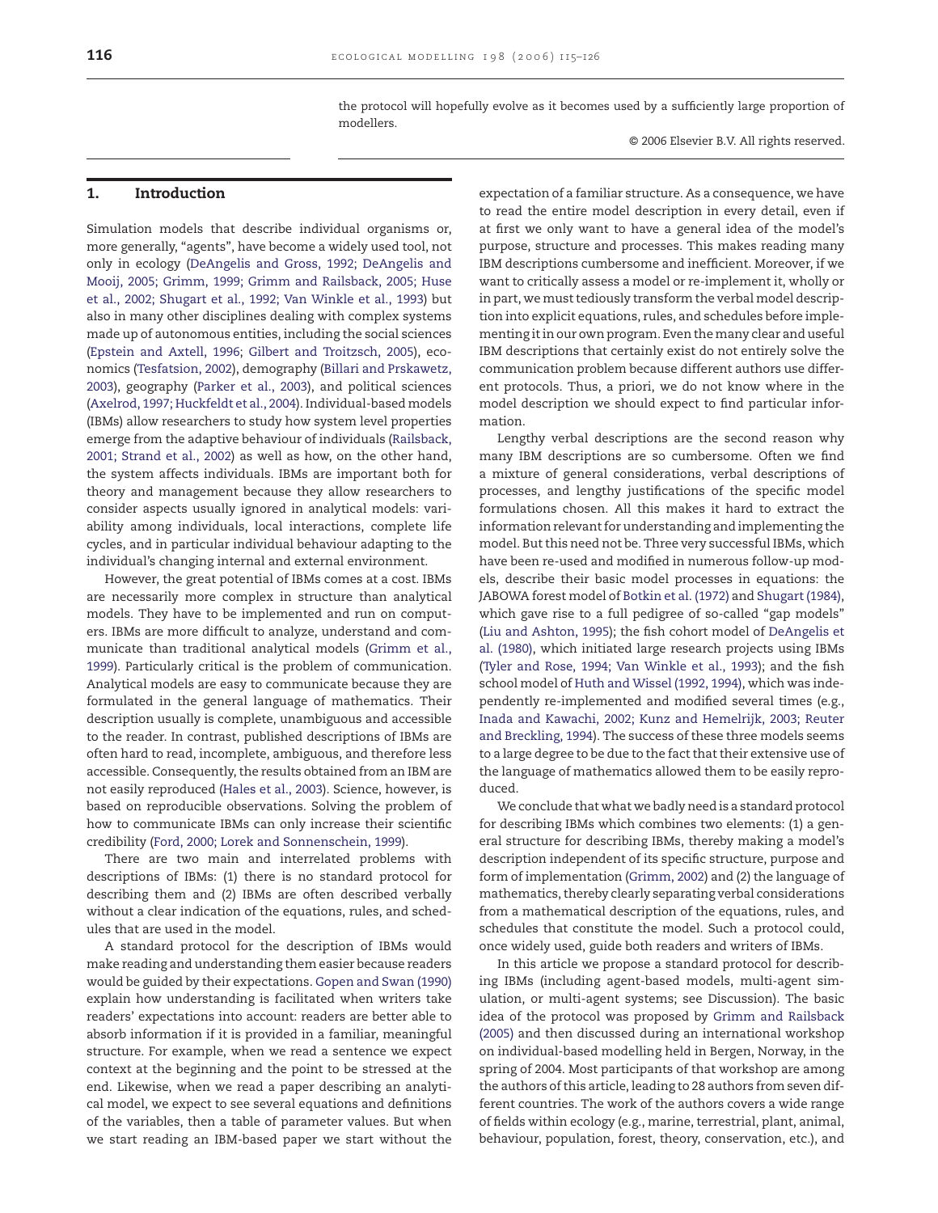the protocol will hopefully evolve as it becomes used by a sufficiently large proportion of modellers.

© 2006 Elsevier B.V. All rights reserved.

## 1. Introduction

Simulation models that describe individual organisms or, more generally, "agents", have become a widely used tool, not only in ecology (DeAngelis and Gross, 1992; DeAngelis and Mooij, 2005; Grimm, 1999; Grimm and Railsback, 2005; Huse et al., 2002; Shugart et al., 1992; Van Winkle et al., 1993) but also in many other disciplines dealing with complex systems made up of autonomous entities, including the social sciences (Epstein and Axtell, 1996; Gilbert and Troitzsch, 2005), economics (Tesfatsion, 2002), demography (Billari and Prskawetz, 2003), geography (Parker et al., 2003), and political sciences (Axelrod, 1997; Huckfeldt et al., 2004). Individual-based models (IBMs) allow researchers to study how system level properties emerge from the adaptive behaviour of individuals (Railsback, 2001; Strand et al., 2002) as well as how, on the other hand, the system affects individuals. IBMs are important both for theory and management because they allow researchers to consider aspects usually ignored in analytical models: variability among individuals, local interactions, complete life cycles, and in particular individual behaviour adapting to the individual's changing internal and external environment.

However, the great potential of IBMs comes at a cost. IBMs are necessarily more complex in structure than analytical models. They have to be implemented and run on computers. IBMs are more difficult to analyze, understand and communicate than traditional analytical models (Grimm et al., 1999). Particularly critical is the problem of communication. Analytical models are easy to communicate because they are formulated in the general language of mathematics. Their description usually is complete, unambiguous and accessible to the reader. In contrast, published descriptions of IBMs are often hard to read, incomplete, ambiguous, and therefore less accessible. Consequently, the results obtained from an IBM are not easily reproduced (Hales et al., 2003). Science, however, is based on reproducible observations. Solving the problem of how to communicate IBMs can only increase their scientific credibility (Ford, 2000; Lorek and Sonnenschein, 1999).

There are two main and interrelated problems with descriptions of IBMs: (1) there is no standard protocol for describing them and (2) IBMs are often described verbally without a clear indication of the equations, rules, and schedules that are used in the model.

A standard protocol for the description of IBMs would make reading and understanding them easier because readers would be guided by their expectations. Gopen and Swan (1990) explain how understanding is facilitated when writers take readers' expectations into account: readers are better able to absorb information if it is provided in a familiar, meaningful structure. For example, when we read a sentence we expect context at the beginning and the point to be stressed at the end. Likewise, when we read a paper describing an analytical model, we expect to see several equations and definitions of the variables, then a table of parameter values. But when we start reading an IBM-based paper we start without the expectation of a familiar structure. As a consequence, we have to read the entire model description in every detail, even if at first we only want to have a general idea of the model's purpose, structure and processes. This makes reading many IBM descriptions cumbersome and inefficient. Moreover, if we want to critically assess a model or re-implement it, wholly or in part, we must tediously transform the verbal model description into explicit equations, rules, and schedules before implementing it in our own program. Even the many clear and useful IBM descriptions that certainly exist do not entirely solve the communication problem because different authors use different protocols. Thus, a priori, we do not know where in the model description we should expect to find particular information.

Lengthy verbal descriptions are the second reason why many IBM descriptions are so cumbersome. Often we find a mixture of general considerations, verbal descriptions of processes, and lengthy justifications of the specific model formulations chosen. All this makes it hard to extract the information relevant for understanding and implementing the model. But this need not be. Three very successful IBMs, which have been re-used and modified in numerous follow-up models, describe their basic model processes in equations: the JABOWA forest model of Botkin et al. (1972) and Shugart (1984), which gave rise to a full pedigree of so-called "gap models" (Liu and Ashton, 1995); the fish cohort model of DeAngelis et al. (1980), which initiated large research projects using IBMs (Tyler and Rose, 1994; Van Winkle et al., 1993); and the fish school model of Huth and Wissel (1992, 1994), which was independently re-implemented and modified several times (e.g., Inada and Kawachi, 2002; Kunz and Hemelrijk, 2003; Reuter and Breckling, 1994). The success of these three models seems to a large degree to be due to the fact that their extensive use of the language of mathematics allowed them to be easily reproduced.

We conclude that what we badly need is a standard protocol for describing IBMs which combines two elements: (1) a general structure for describing IBMs, thereby making a model's description independent of its specific structure, purpose and form of implementation (Grimm, 2002) and (2) the language of mathematics, thereby clearly separating verbal considerations from a mathematical description of the equations, rules, and schedules that constitute the model. Such a protocol could, once widely used, guide both readers and writers of IBMs.

In this article we propose a standard protocol for describing IBMs (including agent-based models, multi-agent simulation, or multi-agent systems; see Discussion). The basic idea of the protocol was proposed by Grimm and Railsback (2005) and then discussed during an international workshop on individual-based modelling held in Bergen, Norway, in the spring of 2004. Most participants of that workshop are among the authors of this article, leading to 28 authors from seven different countries. The work of the authors covers a wide range of fields within ecology (e.g., marine, terrestrial, plant, animal, behaviour, population, forest, theory, conservation, etc.), and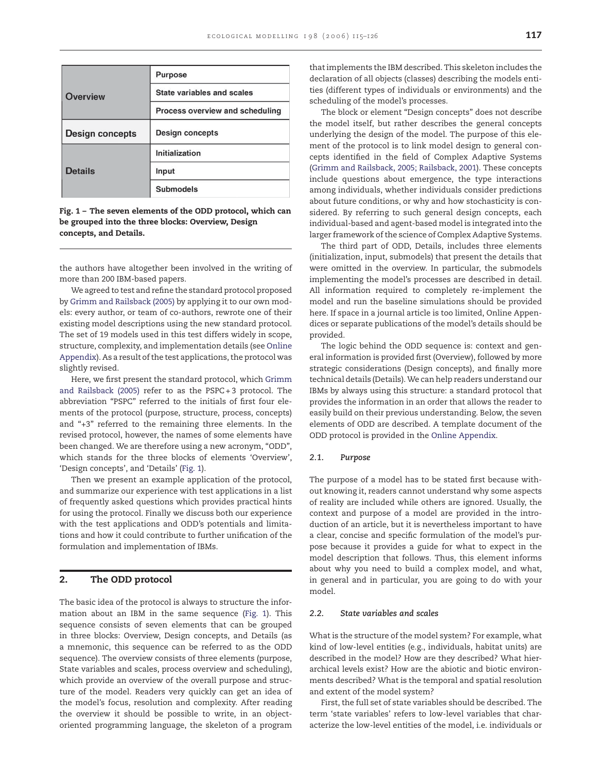| | |
|---|---|
| **Overview** | **Purpose** |
| | **State variables and scales** |
| | **Process overview and scheduling** |
| **Design concepts** | **Design concepts** |
| **Details** | **Initialization** |
| | **Input** |
| | **Submodels** |

**Fig. 1 – The seven elements of the ODD protocol, which can be grouped into the three blocks: Overview, Design concepts, and Details.**

the authors have altogether been involved in the writing of more than 200 IBM-based papers.

We agreed to test and refine the standard protocol proposed by Grimm and Railsback (2005) by applying it to our own models: every author, or team of co-authors, rewrote one of their existing model descriptions using the new standard protocol. The set of 19 models used in this test differs widely in scope, structure, complexity, and implementation details (see Online Appendix). As a result of the test applications, the protocol was slightly revised.

Here, we first present the standard protocol, which Grimm and Railsback (2005) refer to as the PSPC + 3 protocol. The abbreviation "PSPC" referred to the initials of first four elements of the protocol (purpose, structure, process, concepts) and "+3" referred to the remaining three elements. In the revised protocol, however, the names of some elements have been changed. We are therefore using a new acronym, "ODD", which stands for the three blocks of elements 'Overview', 'Design concepts', and 'Details' (Fig. 1).

Then we present an example application of the protocol, and summarize our experience with test applications in a list of frequently asked questions which provides practical hints for using the protocol. Finally we discuss both our experience with the test applications and ODD's potentials and limitations and how it could contribute to further unification of the formulation and implementation of IBMs.

## 2. The ODD protocol

The basic idea of the protocol is always to structure the information about an IBM in the same sequence (Fig. 1). This sequence consists of seven elements that can be grouped in three blocks: Overview, Design concepts, and Details (as a mnemonic, this sequence can be referred to as the ODD sequence). The overview consists of three elements (purpose, State variables and scales, process overview and scheduling), which provide an overview of the overall purpose and structure of the model. Readers very quickly can get an idea of the model's focus, resolution and complexity. After reading the overview it should be possible to write, in an object-oriented programming language, the skeleton of a program that implements the IBM described. This skeleton includes the declaration of all objects (classes) describing the models entities (different types of individuals or environments) and the scheduling of the model's processes.

The block or element "Design concepts" does not describe the model itself, but rather describes the general concepts underlying the design of the model. The purpose of this element of the protocol is to link model design to general concepts identified in the field of Complex Adaptive Systems (Grimm and Railsback, 2005; Railsback, 2001). These concepts include questions about emergence, the type interactions among individuals, whether individuals consider predictions about future conditions, or why and how stochasticity is considered. By referring to such general design concepts, each individual-based and agent-based model is integrated into the larger framework of the science of Complex Adaptive Systems.

The third part of ODD, Details, includes three elements (initialization, input, submodels) that present the details that were omitted in the overview. In particular, the submodels implementing the model's processes are described in detail. All information required to completely re-implement the model and run the baseline simulations should be provided here. If space in a journal article is too limited, Online Appendices or separate publications of the model's details should be provided.

The logic behind the ODD sequence is: context and general information is provided first (Overview), followed by more strategic considerations (Design concepts), and finally more technical details (Details). We can help readers understand our IBMs by always using this structure: a standard protocol that provides the information in an order that allows the reader to easily build on their previous understanding. Below, the seven elements of ODD are described. A template document of the ODD protocol is provided in the Online Appendix.

### 2.1. Purpose

The purpose of a model has to be stated first because without knowing it, readers cannot understand why some aspects of reality are included while others are ignored. Usually, the context and purpose of a model are provided in the introduction of an article, but it is nevertheless important to have a clear, concise and specific formulation of the model's purpose because it provides a guide for what to expect in the model description that follows. Thus, this element informs about why you need to build a complex model, and what, in general and in particular, you are going to do with your model.

### 2.2. State variables and scales

What is the structure of the model system? For example, what kind of low-level entities (e.g., individuals, habitat units) are described in the model? How are they described? What hierarchical levels exist? How are the abiotic and biotic environments described? What is the temporal and spatial resolution and extent of the model system?

First, the full set of state variables should be described. The term 'state variables' refers to low-level variables that characterize the low-level entities of the model, i.e. individuals or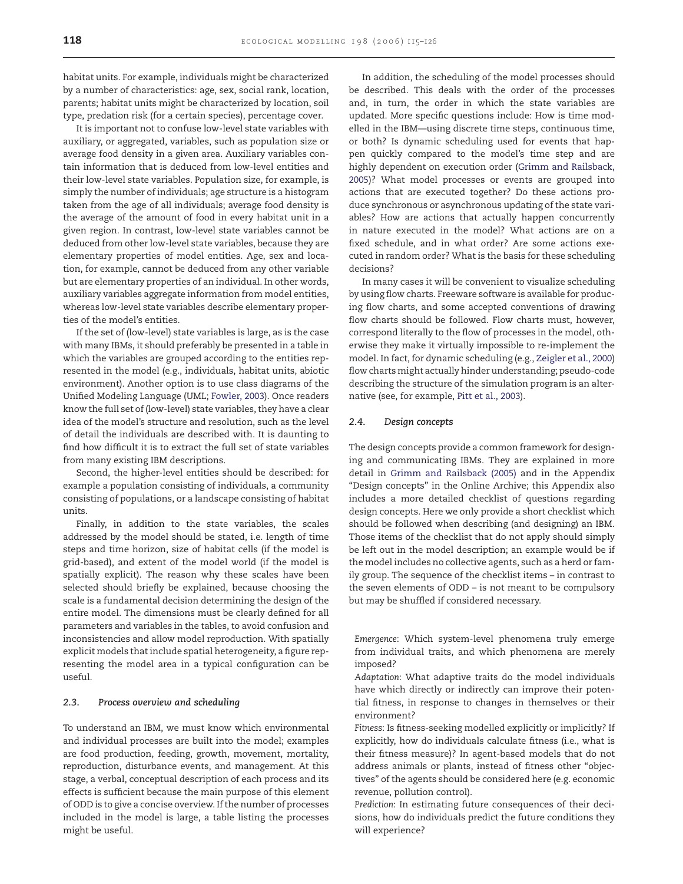habitat units. For example, individuals might be characterized by a number of characteristics: age, sex, social rank, location, parents; habitat units might be characterized by location, soil type, predation risk (for a certain species), percentage cover.

It is important not to confuse low-level state variables with auxiliary, or aggregated, variables, such as population size or average food density in a given area. Auxiliary variables contain information that is deduced from low-level entities and their low-level state variables. Population size, for example, is simply the number of individuals; age structure is a histogram taken from the age of all individuals; average food density is the average of the amount of food in every habitat unit in a given region. In contrast, low-level state variables cannot be deduced from other low-level state variables, because they are elementary properties of model entities. Age, sex and location, for example, cannot be deduced from any other variable but are elementary properties of an individual. In other words, auxiliary variables aggregate information from model entities, whereas low-level state variables describe elementary properties of the model's entities.

If the set of (low-level) state variables is large, as is the case with many IBMs, it should preferably be presented in a table in which the variables are grouped according to the entities represented in the model (e.g., individuals, habitat units, abiotic environment). Another option is to use class diagrams of the Unified Modeling Language (UML; Fowler, 2003). Once readers know the full set of (low-level) state variables, they have a clear idea of the model's structure and resolution, such as the level of detail the individuals are described with. It is daunting to find how difficult it is to extract the full set of state variables from many existing IBM descriptions.

Second, the higher-level entities should be described: for example a population consisting of individuals, a community consisting of populations, or a landscape consisting of habitat units.

Finally, in addition to the state variables, the scales addressed by the model should be stated, i.e. length of time steps and time horizon, size of habitat cells (if the model is grid-based), and extent of the model world (if the model is spatially explicit). The reason why these scales have been selected should briefly be explained, because choosing the scale is a fundamental decision determining the design of the entire model. The dimensions must be clearly defined for all parameters and variables in the tables, to avoid confusion and inconsistencies and allow model reproduction. With spatially explicit models that include spatial heterogeneity, a figure representing the model area in a typical configuration can be useful.

### 2.3. Process overview and scheduling

To understand an IBM, we must know which environmental and individual processes are built into the model; examples are food production, feeding, growth, movement, mortality, reproduction, disturbance events, and management. At this stage, a verbal, conceptual description of each process and its effects is sufficient because the main purpose of this element of ODD is to give a concise overview. If the number of processes included in the model is large, a table listing the processes might be useful.

In addition, the scheduling of the model processes should be described. This deals with the order of the processes and, in turn, the order in which the state variables are updated. More specific questions include: How is time modelled in the IBM—using discrete time steps, continuous time, or both? Is dynamic scheduling used for events that happen quickly compared to the model's time step and are highly dependent on execution order (Grimm and Railsback, 2005)? What model processes or events are grouped into actions that are executed together? Do these actions produce synchronous or asynchronous updating of the state variables? How are actions that actually happen concurrently in nature executed in the model? What actions are on a fixed schedule, and in what order? Are some actions executed in random order? What is the basis for these scheduling decisions?

In many cases it will be convenient to visualize scheduling by using flow charts. Freeware software is available for producing flow charts, and some accepted conventions of drawing flow charts should be followed. Flow charts must, however, correspond literally to the flow of processes in the model, otherwise they make it virtually impossible to re-implement the model. In fact, for dynamic scheduling (e.g., Zeigler et al., 2000) flow charts might actually hinder understanding; pseudo-code describing the structure of the simulation program is an alternative (see, for example, Pitt et al., 2003).

### 2.4. Design concepts

The design concepts provide a common framework for designing and communicating IBMs. They are explained in more detail in Grimm and Railsback (2005) and in the Appendix "Design concepts" in the Online Archive; this Appendix also includes a more detailed checklist of questions regarding design concepts. Here we only provide a short checklist which should be followed when describing (and designing) an IBM. Those items of the checklist that do not apply should simply be left out in the model description; an example would be if the model includes no collective agents, such as a herd or family group. The sequence of the checklist items – in contrast to the seven elements of ODD – is not meant to be compulsory but may be shuffled if considered necessary.

*Emergence*: Which system-level phenomena truly emerge from individual traits, and which phenomena are merely imposed?

*Adaptation*: What adaptive traits do the model individuals have which directly or indirectly can improve their potential fitness, in response to changes in themselves or their environment?

*Fitness*: Is fitness-seeking modelled explicitly or implicitly? If explicitly, how do individuals calculate fitness (i.e., what is their fitness measure)? In agent-based models that do not address animals or plants, instead of fitness other "objectives" of the agents should be considered here (e.g. economic revenue, pollution control).

*Prediction*: In estimating future consequences of their decisions, how do individuals predict the future conditions they will experience?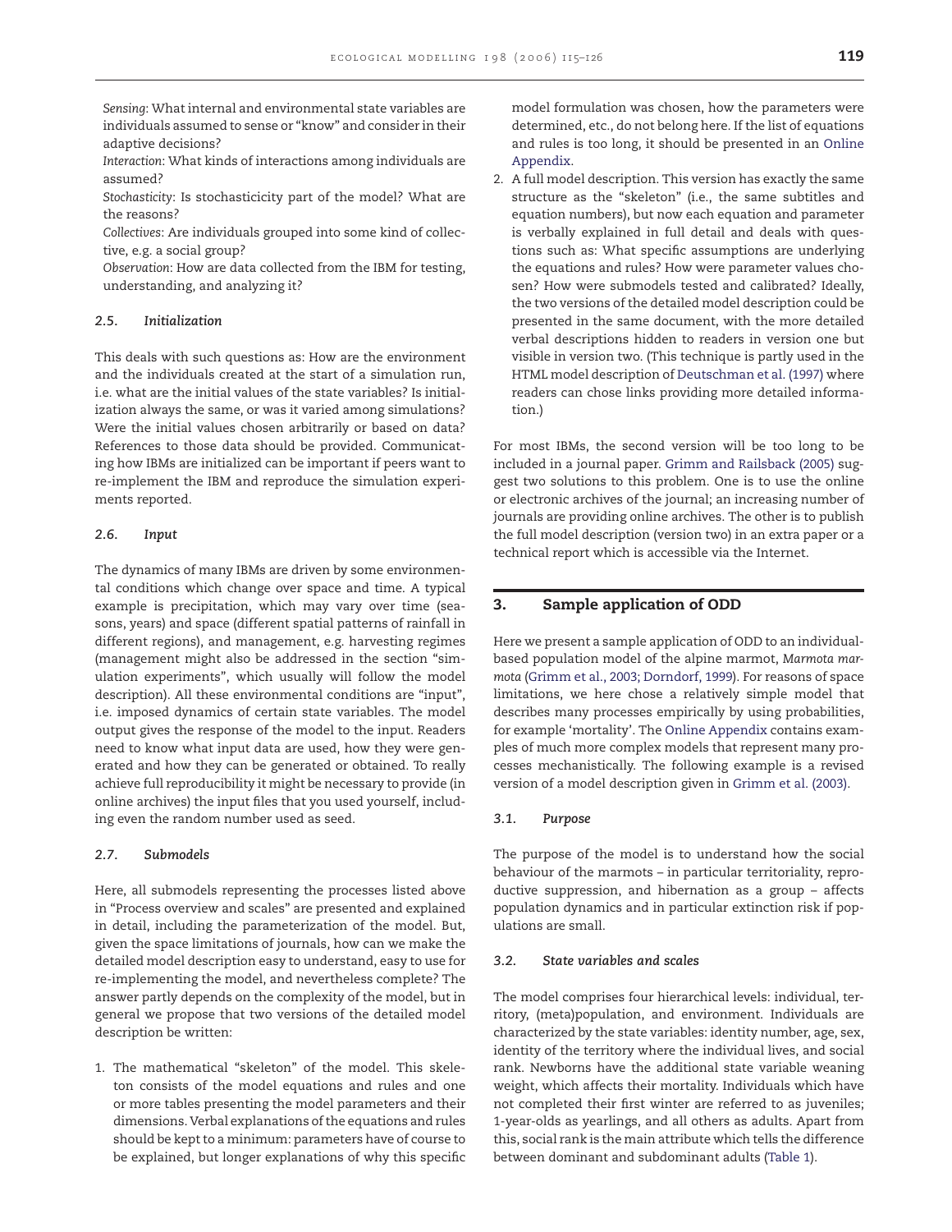*Sensing*: What internal and environmental state variables are individuals assumed to sense or "know" and consider in their adaptive decisions?

*Interaction*: What kinds of interactions among individuals are assumed?

*Stochasticity*: Is stochasticicity part of the model? What are the reasons?

*Collectives*: Are individuals grouped into some kind of collective, e.g. a social group?

*Observation*: How are data collected from the IBM for testing, understanding, and analyzing it?

### 2.5. Initialization

This deals with such questions as: How are the environment and the individuals created at the start of a simulation run, i.e. what are the initial values of the state variables? Is initialization always the same, or was it varied among simulations? Were the initial values chosen arbitrarily or based on data? References to those data should be provided. Communicating how IBMs are initialized can be important if peers want to re-implement the IBM and reproduce the simulation experiments reported.

### 2.6. Input

The dynamics of many IBMs are driven by some environmental conditions which change over space and time. A typical example is precipitation, which may vary over time (seasons, years) and space (different spatial patterns of rainfall in different regions), and management, e.g. harvesting regimes (management might also be addressed in the section "simulation experiments", which usually will follow the model description). All these environmental conditions are "input", i.e. imposed dynamics of certain state variables. The model output gives the response of the model to the input. Readers need to know what input data are used, how they were generated and how they can be generated or obtained. To really achieve full reproducibility it might be necessary to provide (in online archives) the input files that you used yourself, including even the random number used as seed.

### 2.7. Submodels

Here, all submodels representing the processes listed above in "Process overview and scales" are presented and explained in detail, including the parameterization of the model. But, given the space limitations of journals, how can we make the detailed model description easy to understand, easy to use for re-implementing the model, and nevertheless complete? The answer partly depends on the complexity of the model, but in general we propose that two versions of the detailed model description be written:

1. The mathematical "skeleton" of the model. This skeleton consists of the model equations and rules and one or more tables presenting the model parameters and their dimensions. Verbal explanations of the equations and rules should be kept to a minimum: parameters have of course to be explained, but longer explanations of why this specific model formulation was chosen, how the parameters were determined, etc., do not belong here. If the list of equations and rules is too long, it should be presented in an Online Appendix.
2. A full model description. This version has exactly the same structure as the "skeleton" (i.e., the same subtitles and equation numbers), but now each equation and parameter is verbally explained in full detail and deals with questions such as: What specific assumptions are underlying the equations and rules? How were parameter values chosen? How were submodels tested and calibrated? Ideally, the two versions of the detailed model description could be presented in the same document, with the more detailed verbal descriptions hidden to readers in version one but visible in version two. (This technique is partly used in the HTML model description of Deutschman et al. (1997) where readers can chose links providing more detailed information.)

For most IBMs, the second version will be too long to be included in a journal paper. Grimm and Railsback (2005) suggest two solutions to this problem. One is to use the online or electronic archives of the journal; an increasing number of journals are providing online archives. The other is to publish the full model description (version two) in an extra paper or a technical report which is accessible via the Internet.

## 3. Sample application of ODD

Here we present a sample application of ODD to an individual-based population model of the alpine marmot, *Marmota marmota* (Grimm et al., 2003; Dorndorf, 1999). For reasons of space limitations, we here chose a relatively simple model that describes many processes empirically by using probabilities, for example 'mortality'. The Online Appendix contains examples of much more complex models that represent many processes mechanistically. The following example is a revised version of a model description given in Grimm et al. (2003).

### 3.1. Purpose

The purpose of the model is to understand how the social behaviour of the marmots – in particular territoriality, reproductive suppression, and hibernation as a group – affects population dynamics and in particular extinction risk if populations are small.

### 3.2. State variables and scales

The model comprises four hierarchical levels: individual, territory, (meta)population, and environment. Individuals are characterized by the state variables: identity number, age, sex, identity of the territory where the individual lives, and social rank. Newborns have the additional state variable weaning weight, which affects their mortality. Individuals which have not completed their first winter are referred to as juveniles; 1-year-olds as yearlings, and all others as adults. Apart from this, social rank is the main attribute which tells the difference between dominant and subdominant adults (Table 1).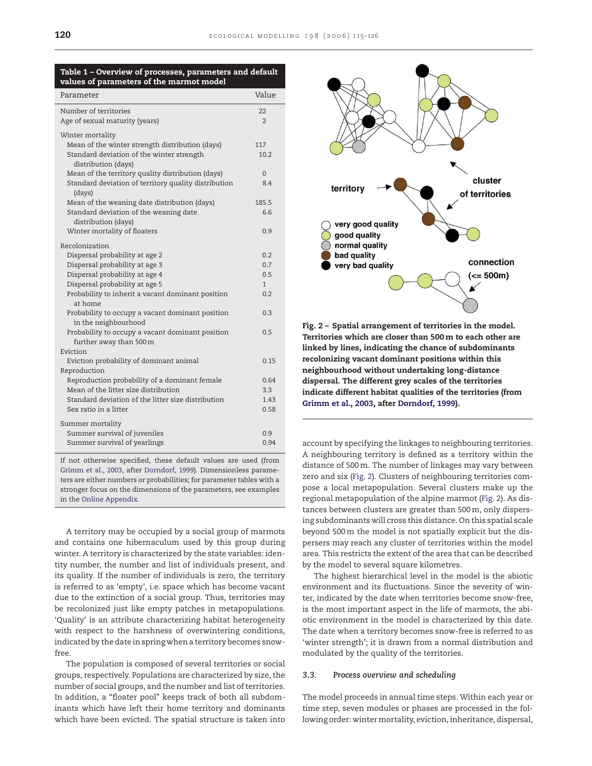**Table 1 – Overview of processes, parameters and default values of parameters of the marmot model**

| Parameter | Value |
|---|---|
| Number of territories | 22 |
| Age of sexual maturity (years) | 2 |
| Winter mortality | |
| Mean of the winter strength distribution (days) | 117 |
| Standard deviation of the winter strength distribution (days) | 10.2 |
| Mean of the territory quality distribution (days) | 0 |
| Standard deviation of territory quality distribution (days) | 8.4 |
| Mean of the weaning date distribution (days) | 185.5 |
| Standard deviation of the weaning date distribution (days) | 6.6 |
| Winter mortality of floaters | 0.9 |
| Recolonization | |
| Dispersal probability at age 2 | 0.2 |
| Dispersal probability at age 3 | 0.7 |
| Dispersal probability at age 4 | 0.5 |
| Dispersal probability at age 5 | 1 |
| Probability to inherit a vacant dominant position at home | 0.2 |
| Probability to occupy a vacant dominant position in the neighbourhood | 0.3 |
| Probability to occupy a vacant dominant position further away than 500 m | 0.5 |
| Eviction | |
| Eviction probability of dominant animal | 0.15 |
| Reproduction | |
| Reproduction probability of a dominant female | 0.64 |
| Mean of the litter size distribution | 3.3 |
| Standard deviation of the litter size distribution | 1.43 |
| Sex ratio in a litter | 0.58 |
| Summer mortality | |
| Summer survival of juveniles | 0.9 |
| Summer survival of yearlings | 0.94 |

If not otherwise specified, these default values are used (from Grimm et al., 2003, after Dorndorf, 1999). Dimensionless parameters are either numbers or probabilities; for parameter tables with a stronger focus on the dimensions of the parameters, see examples in the Online Appendix.

A territory may be occupied by a social group of marmots and contains one hibernaculum used by this group during winter. A territory is characterized by the state variables: identity number, the number and list of individuals present, and its quality. If the number of individuals is zero, the territory is referred to as 'empty', i.e. space which has become vacant due to the extinction of a social group. Thus, territories may be recolonized just like empty patches in metapopulations. 'Quality' is an attribute characterizing habitat heterogeneity with respect to the harshness of overwintering conditions, indicated by the date in spring when a territory becomes snow-free.

The population is composed of several territories or social groups, respectively. Populations are characterized by size, the number of social groups, and the number and list of territories. In addition, a "floater pool" keeps track of both all subdominants which have left their home territory and dominants which have been evicted. The spatial structure is taken into account by specifying the linkages to neighbouring territories. A neighbouring territory is defined as a territory within the distance of 500 m. The number of linkages may vary between zero and six (Fig. 2). Clusters of neighbouring territories compose a local metapopulation. Several clusters make up the regional metapopulation of the alpine marmot (Fig. 2). As distances between clusters are greater than 500 m, only dispersing subdominants will cross this distance. On this spatial scale beyond 500 m the model is not spatially explicit but the dispersers may reach any cluster of territories within the model area. This restricts the extent of the area that can be described by the model to several square kilometres.

**Fig. 2 – Spatial arrangement of territories in the model. Territories which are closer than 500 m to each other are linked by lines, indicating the chance of subdominants recolonizing vacant dominant positions within this neighbourhood without undertaking long-distance dispersal. The different grey scales of the territories indicate different habitat qualities of the territories (from Grimm et al., 2003, after Dorndorf, 1999).**

The highest hierarchical level in the model is the abiotic environment and its fluctuations. Since the severity of winter, indicated by the date when territories become snow-free, is the most important aspect in the life of marmots, the abiotic environment in the model is characterized by this date. The date when a territory becomes snow-free is referred to as 'winter strength'; it is drawn from a normal distribution and modulated by the quality of the territories.

### 3.3. Process overview and scheduling

The model proceeds in annual time steps. Within each year or time step, seven modules or phases are processed in the following order: winter mortality, eviction, inheritance, dispersal,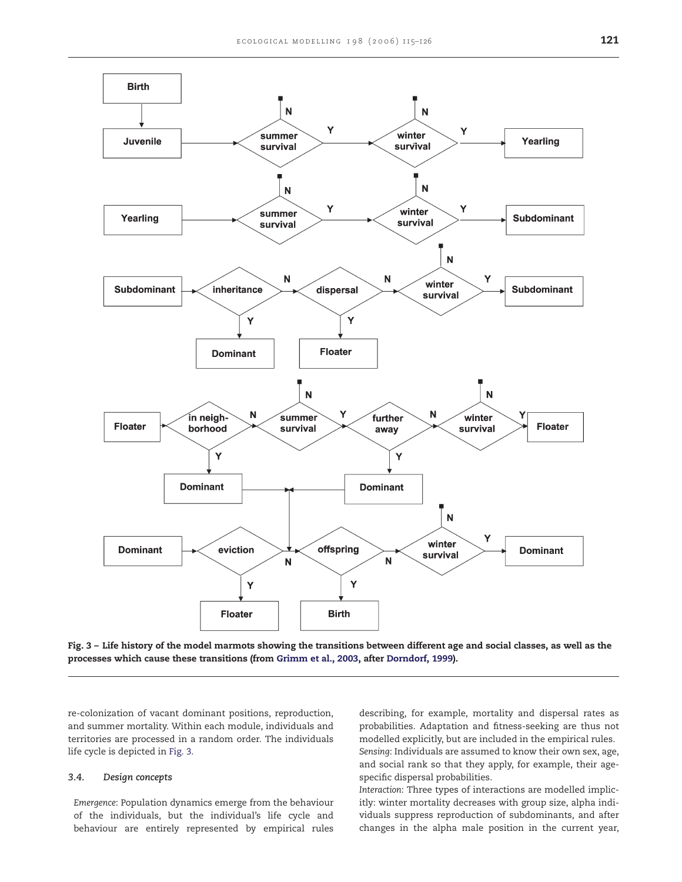Fig. 3 – Life history of the model marmots showing the transitions between different age and social classes, as well as the processes which cause these transitions (from Grimm et al., 2003, after Dorndorf, 1999).

re-colonization of vacant dominant positions, reproduction, and summer mortality. Within each module, individuals and territories are processed in a random order. The individuals life cycle is depicted in Fig. 3.

### 3.4. Design concepts

*Emergence*: Population dynamics emerge from the behaviour of the individuals, but the individual's life cycle and behaviour are entirely represented by empirical rules describing, for example, mortality and dispersal rates as probabilities. Adaptation and fitness-seeking are thus not modelled explicitly, but are included in the empirical rules.

*Sensing*: Individuals are assumed to know their own sex, age, and social rank so that they apply, for example, their age-specific dispersal probabilities.

*Interaction*: Three types of interactions are modelled implicitly: winter mortality decreases with group size, alpha individuals suppress reproduction of subdominants, and after changes in the alpha male position in the current year,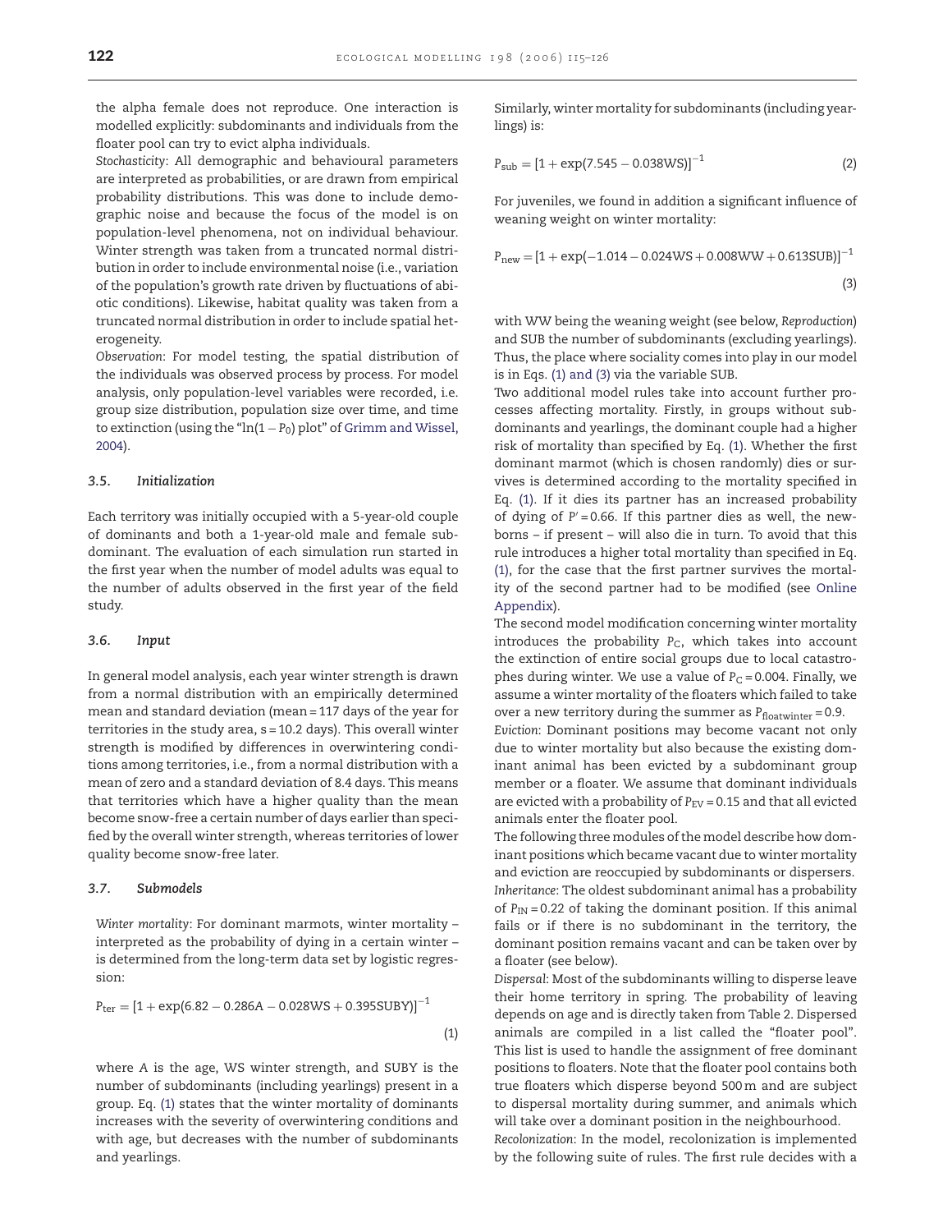the alpha female does not reproduce. One interaction is modelled explicitly: subdominants and individuals from the floater pool can try to evict alpha individuals.

*Stochasticity*: All demographic and behavioural parameters are interpreted as probabilities, or are drawn from empirical probability distributions. This was done to include demographic noise and because the focus of the model is on population-level phenomena, not on individual behaviour. Winter strength was taken from a truncated normal distribution in order to include environmental noise (i.e., variation of the population's growth rate driven by fluctuations of abiotic conditions). Likewise, habitat quality was taken from a truncated normal distribution in order to include spatial heterogeneity.

*Observation*: For model testing, the spatial distribution of the individuals was observed process by process. For model analysis, only population-level variables were recorded, i.e. group size distribution, population size over time, and time to extinction (using the "$\ln(1-P_0)$ plot" of Grimm and Wissel, 2004).

### 3.5. Initialization

Each territory was initially occupied with a 5-year-old couple of dominants and both a 1-year-old male and female subdominant. The evaluation of each simulation run started in the first year when the number of model adults was equal to the number of adults observed in the first year of the field study.

### 3.6. Input

In general model analysis, each year winter strength is drawn from a normal distribution with an empirically determined mean and standard deviation (mean = 117 days of the year for territories in the study area, s = 10.2 days). This overall winter strength is modified by differences in overwintering conditions among territories, i.e., from a normal distribution with a mean of zero and a standard deviation of 8.4 days. This means that territories which have a higher quality than the mean become snow-free a certain number of days earlier than specified by the overall winter strength, whereas territories of lower quality become snow-free later.

### 3.7. Submodels

*Winter mortality*: For dominant marmots, winter mortality – interpreted as the probability of dying in a certain winter – is determined from the long-term data set by logistic regression:

$$P_{\mathrm{ter}} = [1 + \exp(6.82 - 0.286A - 0.028\mathrm{WS} + 0.395\mathrm{SUBY})]^{-1} \tag{1}$$

where $A$ is the age, WS winter strength, and SUBY is the number of subdominants (including yearlings) present in a group. Eq. (1) states that the winter mortality of dominants increases with the severity of overwintering conditions and with age, but decreases with the number of subdominants and yearlings.

Similarly, winter mortality for subdominants (including yearlings) is:

$$P_{\mathrm{sub}} = [1 + \exp(7.545 - 0.038\mathrm{WS})]^{-1} \tag{2}$$

For juveniles, we found in addition a significant influence of weaning weight on winter mortality:

$$P_{\mathrm{new}} = [1 + \exp(-1.014 - 0.024\mathrm{WS} + 0.008\mathrm{WW} + 0.613\mathrm{SUB})]^{-1} \tag{3}$$

with WW being the weaning weight (see below, *Reproduction*) and SUB the number of subdominants (excluding yearlings). Thus, the place where sociality comes into play in our model is in Eqs. (1) and (3) via the variable SUB.

Two additional model rules take into account further processes affecting mortality. Firstly, in groups without subdominants and yearlings, the dominant couple had a higher risk of mortality than specified by Eq. (1). Whether the first dominant marmot (which is chosen randomly) dies or survives is determined according to the mortality specified in Eq. (1). If it dies its partner has an increased probability of dying of $P' = 0.66$. If this partner dies as well, the newborns – if present – will also die in turn. To avoid that this rule introduces a higher total mortality than specified in Eq. (1), for the case that the first partner survives the mortality of the second partner had to be modified (see Online Appendix).

The second model modification concerning winter mortality introduces the probability $P_C$, which takes into account the extinction of entire social groups due to local catastrophes during winter. We use a value of $P_C = 0.004$. Finally, we assume a winter mortality of the floaters which failed to take over a new territory during the summer as $P_{\mathrm{floatwinter}} = 0.9$.

*Eviction*: Dominant positions may become vacant not only due to winter mortality but also because the existing dominant animal has been evicted by a subdominant group member or a floater. We assume that dominant individuals are evicted with a probability of $P_{EV} = 0.15$ and that all evicted animals enter the floater pool.

The following three modules of the model describe how dominant positions which became vacant due to winter mortality and eviction are reoccupied by subdominants or dispersers.

*Inheritance*: The oldest subdominant animal has a probability of $P_{IN} = 0.22$ of taking the dominant position. If this animal fails or if there is no subdominant in the territory, the dominant position remains vacant and can be taken over by a floater (see below).

*Dispersal*: Most of the subdominants willing to disperse leave their home territory in spring. The probability of leaving depends on age and is directly taken from Table 2. Dispersed animals are compiled in a list called the "floater pool". This list is used to handle the assignment of free dominant positions to floaters. Note that the floater pool contains both true floaters which disperse beyond 500 m and are subject to dispersal mortality during summer, and animals which will take over a dominant position in the neighbourhood.

*Recolonization*: In the model, recolonization is implemented by the following suite of rules. The first rule decides with a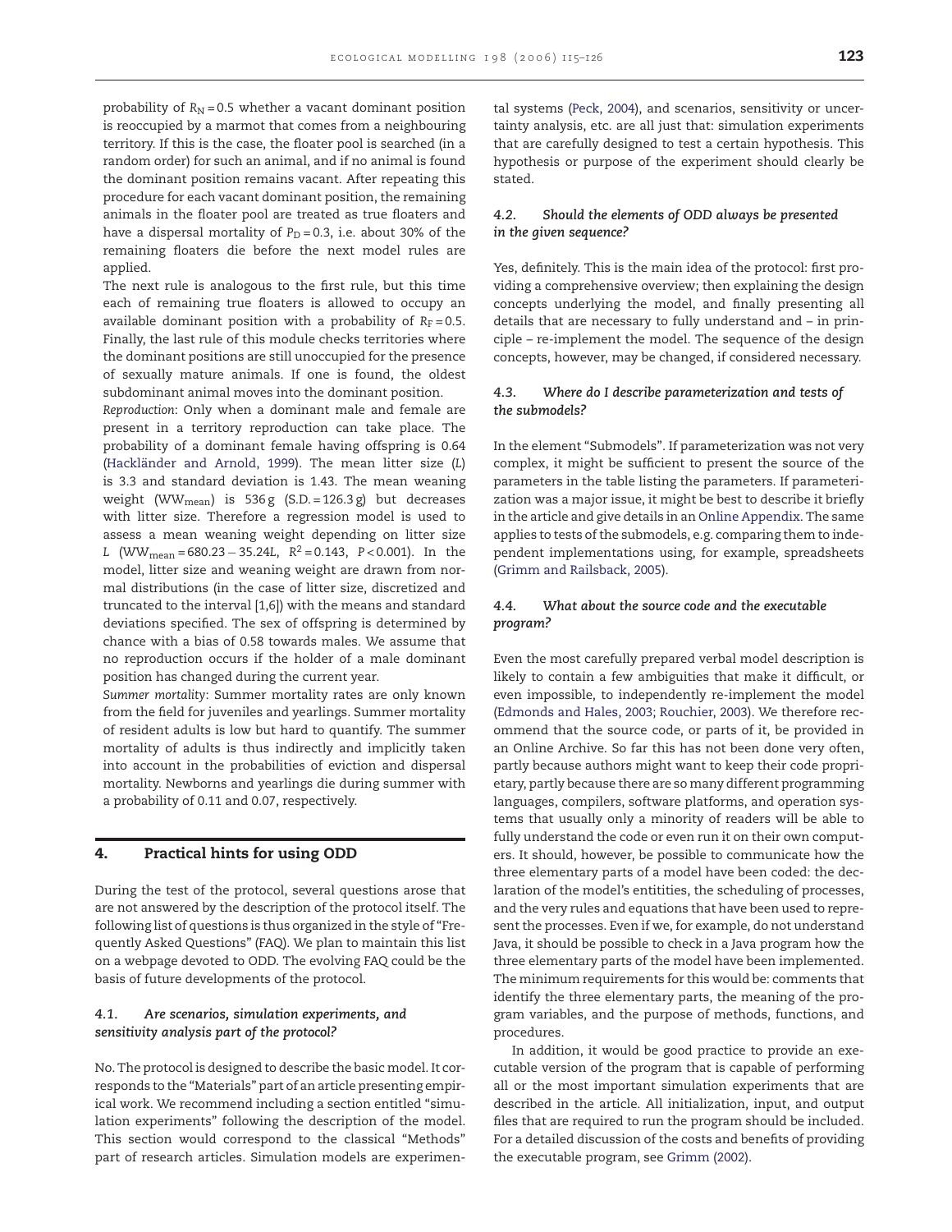probability of $R_N = 0.5$ whether a vacant dominant position is reoccupied by a marmot that comes from a neighbouring territory. If this is the case, the floater pool is searched (in a random order) for such an animal, and if no animal is found the dominant position remains vacant. After repeating this procedure for each vacant dominant position, the remaining animals in the floater pool are treated as true floaters and have a dispersal mortality of $P_D = 0.3$, i.e. about 30% of the remaining floaters die before the next model rules are applied.

The next rule is analogous to the first rule, but this time each of remaining true floaters is allowed to occupy an available dominant position with a probability of $R_F = 0.5$. Finally, the last rule of this module checks territories where the dominant positions are still unoccupied for the presence of sexually mature animals. If one is found, the oldest subdominant animal moves into the dominant position.

*Reproduction*: Only when a dominant male and female are present in a territory reproduction can take place. The probability of a dominant female having offspring is 0.64 (Hackländer and Arnold, 1999). The mean litter size ($L$) is 3.3 and standard deviation is 1.43. The mean weaning weight ($WW_{mean}$) is 536 g (S.D. = 126.3 g) but decreases with litter size. Therefore a regression model is used to assess a mean weaning weight depending on litter size $L$ ($WW_{mean} = 680.23 - 35.24L$, $R^2 = 0.143$, $P < 0.001$). In the model, litter size and weaning weight are drawn from normal distributions (in the case of litter size, discretized and truncated to the interval [1,6]) with the means and standard deviations specified. The sex of offspring is determined by chance with a bias of 0.58 towards males. We assume that no reproduction occurs if the holder of a male dominant position has changed during the current year.

*Summer mortality*: Summer mortality rates are only known from the field for juveniles and yearlings. Summer mortality of resident adults is low but hard to quantify. The summer mortality of adults is thus indirectly and implicitly taken into account in the probabilities of eviction and dispersal mortality. Newborns and yearlings die during summer with a probability of 0.11 and 0.07, respectively.

## 4. Practical hints for using ODD

During the test of the protocol, several questions arose that are not answered by the description of the protocol itself. The following list of questions is thus organized in the style of "Frequently Asked Questions" (FAQ). We plan to maintain this list on a webpage devoted to ODD. The evolving FAQ could be the basis of future developments of the protocol.

### 4.1. *Are scenarios, simulation experiments, and sensitivity analysis part of the protocol?*

No. The protocol is designed to describe the basic model. It corresponds to the "Materials" part of an article presenting empirical work. We recommend including a section entitled "simulation experiments" following the description of the model. This section would correspond to the classical "Methods" part of research articles. Simulation models are experimental systems (Peck, 2004), and scenarios, sensitivity or uncertainty analysis, etc. are all just that: simulation experiments that are carefully designed to test a certain hypothesis. This hypothesis or purpose of the experiment should clearly be stated.

### 4.2. *Should the elements of ODD always be presented in the given sequence?*

Yes, definitely. This is the main idea of the protocol: first providing a comprehensive overview; then explaining the design concepts underlying the model, and finally presenting all details that are necessary to fully understand and – in principle – re-implement the model. The sequence of the design concepts, however, may be changed, if considered necessary.

### 4.3. *Where do I describe parameterization and tests of the submodels?*

In the element "Submodels". If parameterization was not very complex, it might be sufficient to present the source of the parameters in the table listing the parameters. If parameterization was a major issue, it might be best to describe it briefly in the article and give details in an Online Appendix. The same applies to tests of the submodels, e.g. comparing them to independent implementations using, for example, spreadsheets (Grimm and Railsback, 2005).

### 4.4. *What about the source code and the executable program?*

Even the most carefully prepared verbal model description is likely to contain a few ambiguities that make it difficult, or even impossible, to independently re-implement the model (Edmonds and Hales, 2003; Rouchier, 2003). We therefore recommend that the source code, or parts of it, be provided in an Online Archive. So far this has not been done very often, partly because authors might want to keep their code proprietary, partly because there are so many different programming languages, compilers, software platforms, and operation systems that usually only a minority of readers will be able to fully understand the code or even run it on their own computers. It should, however, be possible to communicate how the three elementary parts of a model have been coded: the declaration of the model's entitities, the scheduling of processes, and the very rules and equations that have been used to represent the processes. Even if we, for example, do not understand Java, it should be possible to check in a Java program how the three elementary parts of the model have been implemented. The minimum requirements for this would be: comments that identify the three elementary parts, the meaning of the program variables, and the purpose of methods, functions, and procedures.

In addition, it would be good practice to provide an executable version of the program that is capable of performing all or the most important simulation experiments that are described in the article. All initialization, input, and output files that are required to run the program should be included. For a detailed discussion of the costs and benefits of providing the executable program, see Grimm (2002).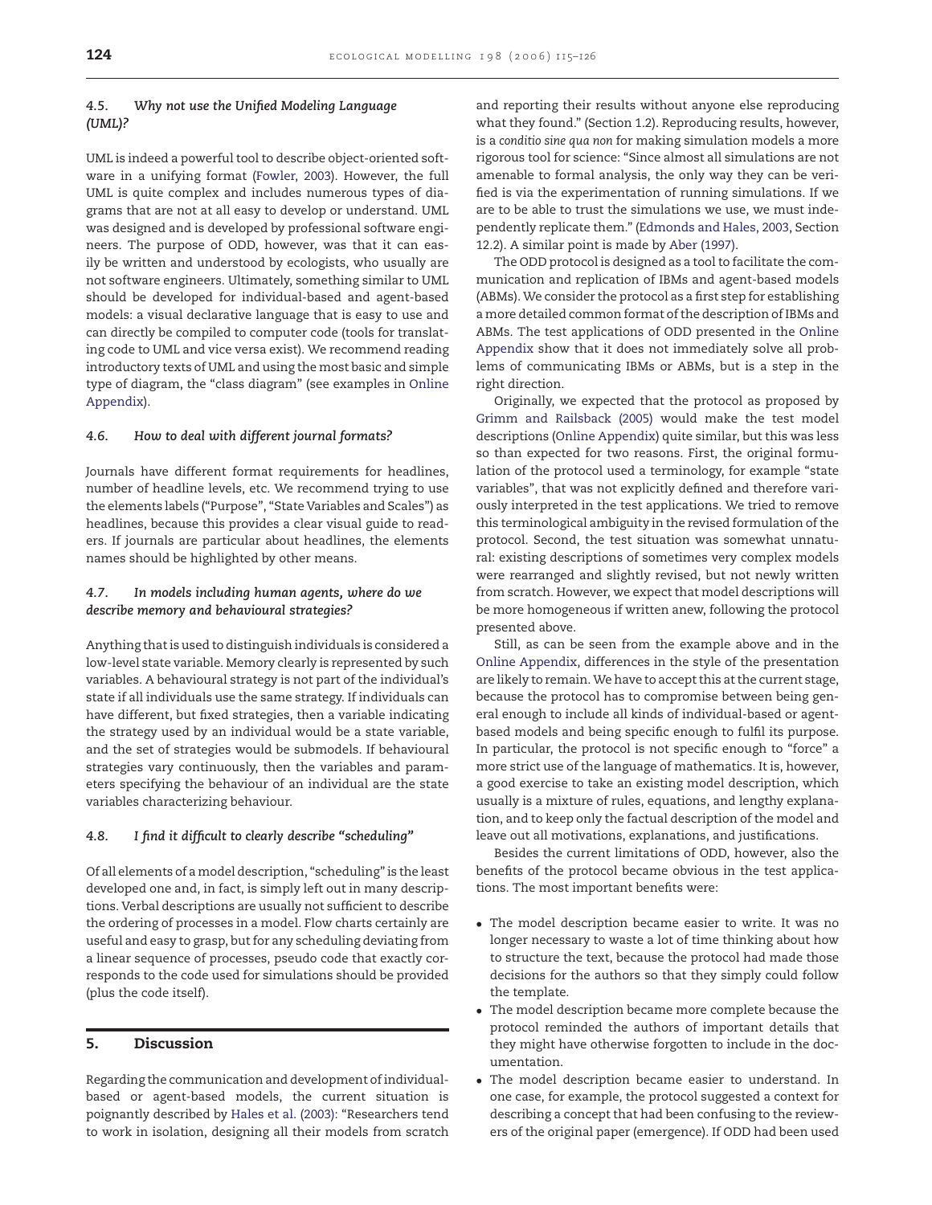### 4.5. *Why not use the Unified Modeling Language (UML)?*

UML is indeed a powerful tool to describe object-oriented software in a unifying format (Fowler, 2003). However, the full UML is quite complex and includes numerous types of diagrams that are not at all easy to develop or understand. UML was designed and is developed by professional software engineers. The purpose of ODD, however, was that it can easily be written and understood by ecologists, who usually are not software engineers. Ultimately, something similar to UML should be developed for individual-based and agent-based models: a visual declarative language that is easy to use and can directly be compiled to computer code (tools for translating code to UML and vice versa exist). We recommend reading introductory texts of UML and using the most basic and simple type of diagram, the "class diagram" (see examples in Online Appendix).

### 4.6. *How to deal with different journal formats?*

Journals have different format requirements for headlines, number of headline levels, etc. We recommend trying to use the elements labels ("Purpose", "State Variables and Scales") as headlines, because this provides a clear visual guide to readers. If journals are particular about headlines, the elements names should be highlighted by other means.

### 4.7. *In models including human agents, where do we describe memory and behavioural strategies?*

Anything that is used to distinguish individuals is considered a low-level state variable. Memory clearly is represented by such variables. A behavioural strategy is not part of the individual's state if all individuals use the same strategy. If individuals can have different, but fixed strategies, then a variable indicating the strategy used by an individual would be a state variable, and the set of strategies would be submodels. If behavioural strategies vary continuously, then the variables and parameters specifying the behaviour of an individual are the state variables characterizing behaviour.

### 4.8. *I find it difficult to clearly describe "scheduling"*

Of all elements of a model description, "scheduling" is the least developed one and, in fact, is simply left out in many descriptions. Verbal descriptions are usually not sufficient to describe the ordering of processes in a model. Flow charts certainly are useful and easy to grasp, but for any scheduling deviating from a linear sequence of processes, pseudo code that exactly corresponds to the code used for simulations should be provided (plus the code itself).

## 5. Discussion

Regarding the communication and development of individual-based or agent-based models, the current situation is poignantly described by Hales et al. (2003): "Researchers tend to work in isolation, designing all their models from scratch and reporting their results without anyone else reproducing what they found." (Section 1.2). Reproducing results, however, is a *conditio sine qua non* for making simulation models a more rigorous tool for science: "Since almost all simulations are not amenable to formal analysis, the only way they can be verified is via the experimentation of running simulations. If we are to be able to trust the simulations we use, we must independently replicate them." (Edmonds and Hales, 2003, Section 12.2). A similar point is made by Aber (1997).

The ODD protocol is designed as a tool to facilitate the communication and replication of IBMs and agent-based models (ABMs). We consider the protocol as a first step for establishing a more detailed common format of the description of IBMs and ABMs. The test applications of ODD presented in the Online Appendix show that it does not immediately solve all problems of communicating IBMs or ABMs, but is a step in the right direction.

Originally, we expected that the protocol as proposed by Grimm and Railsback (2005) would make the test model descriptions (Online Appendix) quite similar, but this was less so than expected for two reasons. First, the original formulation of the protocol used a terminology, for example "state variables", that was not explicitly defined and therefore variously interpreted in the test applications. We tried to remove this terminological ambiguity in the revised formulation of the protocol. Second, the test situation was somewhat unnatural: existing descriptions of sometimes very complex models were rearranged and slightly revised, but not newly written from scratch. However, we expect that model descriptions will be more homogeneous if written anew, following the protocol presented above.

Still, as can be seen from the example above and in the Online Appendix, differences in the style of the presentation are likely to remain. We have to accept this at the current stage, because the protocol has to compromise between being general enough to include all kinds of individual-based or agent-based models and being specific enough to fulfil its purpose. In particular, the protocol is not specific enough to "force" a more strict use of the language of mathematics. It is, however, a good exercise to take an existing model description, which usually is a mixture of rules, equations, and lengthy explanation, and to keep only the factual description of the model and leave out all motivations, explanations, and justifications.

Besides the current limitations of ODD, however, also the benefits of the protocol became obvious in the test applications. The most important benefits were:

- The model description became easier to write. It was no longer necessary to waste a lot of time thinking about how to structure the text, because the protocol had made those decisions for the authors so that they simply could follow the template.
- The model description became more complete because the protocol reminded the authors of important details that they might have otherwise forgotten to include in the documentation.
- The model description became easier to understand. In one case, for example, the protocol suggested a context for describing a concept that had been confusing to the reviewers of the original paper (emergence). If ODD had been used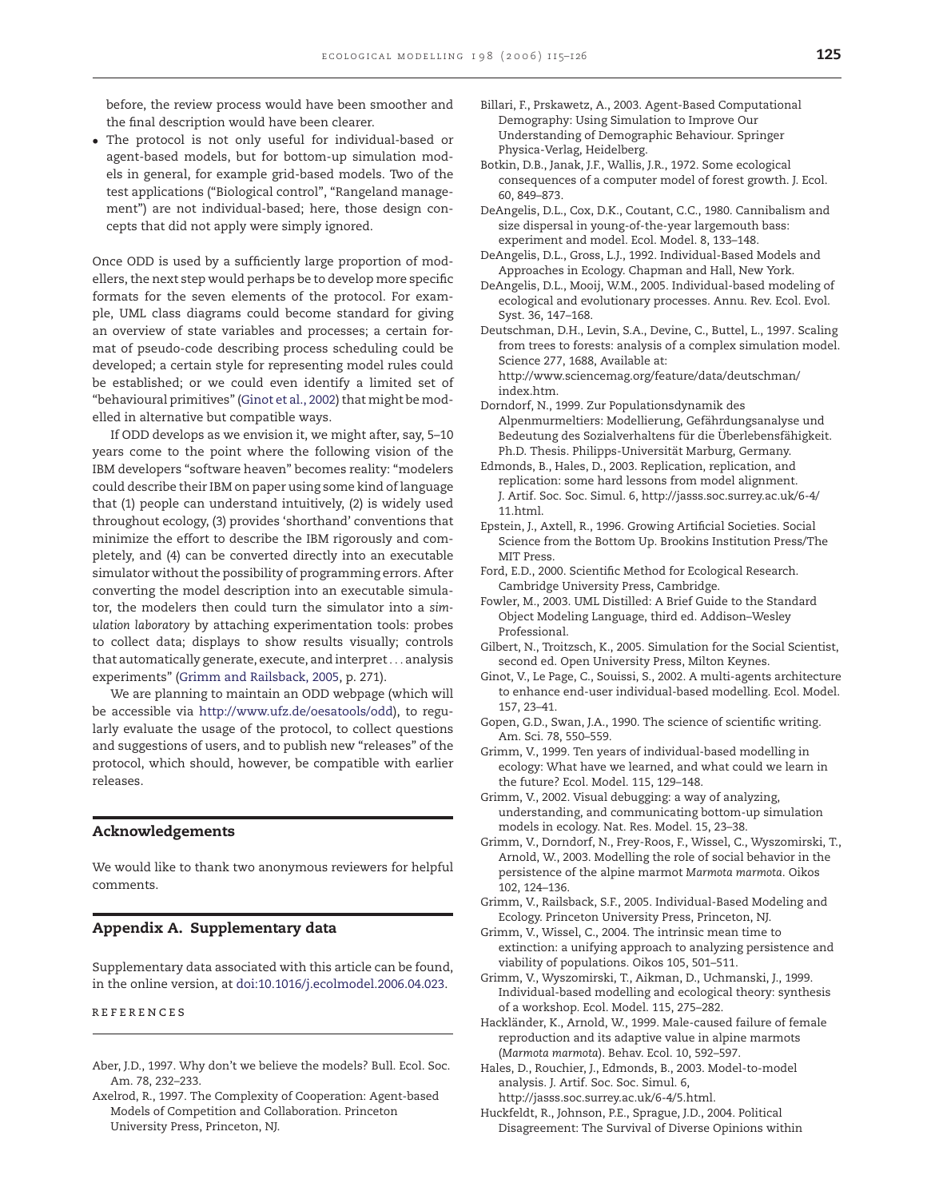before, the review process would have been smoother and the final description would have been clearer.

- The protocol is not only useful for individual-based or agent-based models, but for bottom-up simulation models in general, for example grid-based models. Two of the test applications ("Biological control", "Rangeland management") are not individual-based; here, those design concepts that did not apply were simply ignored.

Once ODD is used by a sufficiently large proportion of modellers, the next step would perhaps be to develop more specific formats for the seven elements of the protocol. For example, UML class diagrams could become standard for giving an overview of state variables and processes; a certain format of pseudo-code describing process scheduling could be developed; a certain style for representing model rules could be established; or we could even identify a limited set of "behavioural primitives" (Ginot et al., 2002) that might be modelled in alternative but compatible ways.

If ODD develops as we envision it, we might after, say, 5–10 years come to the point where the following vision of the IBM developers "software heaven" becomes reality: "modelers could describe their IBM on paper using some kind of language that (1) people can understand intuitively, (2) is widely used throughout ecology, (3) provides 'shorthand' conventions that minimize the effort to describe the IBM rigorously and completely, and (4) can be converted directly into an executable simulator without the possibility of programming errors. After converting the model description into an executable simulator, the modelers then could turn the simulator into a *simulation laboratory* by attaching experimentation tools: probes to collect data; displays to show results visually; controls that automatically generate, execute, and interpret . . . analysis experiments" (Grimm and Railsback, 2005, p. 271).

We are planning to maintain an ODD webpage (which will be accessible via http://www.ufz.de/oesatools/odd), to regularly evaluate the usage of the protocol, to collect questions and suggestions of users, and to publish new "releases" of the protocol, which should, however, be compatible with earlier releases.

## Acknowledgements

We would like to thank two anonymous reviewers for helpful comments.

## Appendix A. Supplementary data

Supplementary data associated with this article can be found, in the online version, at doi:10.1016/j.ecolmodel.2006.04.023.

## References

Aber, J.D., 1997. Why don't we believe the models? Bull. Ecol. Soc. Am. 78, 232–233.

Axelrod, R., 1997. The Complexity of Cooperation: Agent-based Models of Competition and Collaboration. Princeton University Press, Princeton, NJ.

Billari, F., Prskawetz, A., 2003. Agent-Based Computational Demography: Using Simulation to Improve Our Understanding of Demographic Behaviour. Springer Physica-Verlag, Heidelberg.

Botkin, D.B., Janak, J.F., Wallis, J.R., 1972. Some ecological consequences of a computer model of forest growth. J. Ecol. 60, 849–873.

DeAngelis, D.L., Cox, D.K., Coutant, C.C., 1980. Cannibalism and size dispersal in young-of-the-year largemouth bass: experiment and model. Ecol. Model. 8, 133–148.

DeAngelis, D.L., Gross, L.J., 1992. Individual-Based Models and Approaches in Ecology. Chapman and Hall, New York.

DeAngelis, D.L., Mooij, W.M., 2005. Individual-based modeling of ecological and evolutionary processes. Annu. Rev. Ecol. Evol. Syst. 36, 147–168.

Deutschman, D.H., Levin, S.A., Devine, C., Buttel, L., 1997. Scaling from trees to forests: analysis of a complex simulation model. Science 277, 1688, Available at: http://www.sciencemag.org/feature/data/deutschman/index.htm.

Dorndorf, N., 1999. Zur Populationsdynamik des Alpenmurmeltiers: Modellierung, Gefährdungsanalyse und Bedeutung des Sozialverhaltens für die Überlebensfähigkeit. Ph.D. Thesis. Philipps-Universität Marburg, Germany.

Edmonds, B., Hales, D., 2003. Replication, replication, and replication: some hard lessons from model alignment. J. Artif. Soc. Soc. Simul. 6, http://jasss.soc.surrey.ac.uk/6-4/11.html.

Epstein, J., Axtell, R., 1996. Growing Artificial Societies. Social Science from the Bottom Up. Brookins Institution Press/The MIT Press.

Ford, E.D., 2000. Scientific Method for Ecological Research. Cambridge University Press, Cambridge.

Fowler, M., 2003. UML Distilled: A Brief Guide to the Standard Object Modeling Language, third ed. Addison–Wesley Professional.

Gilbert, N., Troitzsch, K., 2005. Simulation for the Social Scientist, second ed. Open University Press, Milton Keynes.

Ginot, V., Le Page, C., Souissi, S., 2002. A multi-agents architecture to enhance end-user individual-based modelling. Ecol. Model. 157, 23–41.

Gopen, G.D., Swan, J.A., 1990. The science of scientific writing. Am. Sci. 78, 550–559.

Grimm, V., 1999. Ten years of individual-based modelling in ecology: What have we learned, and what could we learn in the future? Ecol. Model. 115, 129–148.

Grimm, V., 2002. Visual debugging: a way of analyzing, understanding, and communicating bottom-up simulation models in ecology. Nat. Res. Model. 15, 23–38.

Grimm, V., Dorndorf, N., Frey-Roos, F., Wissel, C., Wyszomirski, T., Arnold, W., 2003. Modelling the role of social behavior in the persistence of the alpine marmot *Marmota marmota*. Oikos 102, 124–136.

Grimm, V., Railsback, S.F., 2005. Individual-Based Modeling and Ecology. Princeton University Press, Princeton, NJ.

Grimm, V., Wissel, C., 2004. The intrinsic mean time to extinction: a unifying approach to analyzing persistence and viability of populations. Oikos 105, 501–511.

Grimm, V., Wyszomirski, T., Aikman, D., Uchmanski, J., 1999. Individual-based modelling and ecological theory: synthesis of a workshop. Ecol. Model. 115, 275–282.

Hackländer, K., Arnold, W., 1999. Male-caused failure of female reproduction and its adaptive value in alpine marmots (*Marmota marmota*). Behav. Ecol. 10, 592–597.

Hales, D., Rouchier, J., Edmonds, B., 2003. Model-to-model analysis. J. Artif. Soc. Soc. Simul. 6, http://jasss.soc.surrey.ac.uk/6-4/5.html.

Huckfeldt, R., Johnson, P.E., Sprague, J.D., 2004. Political Disagreement: The Survival of Diverse Opinions within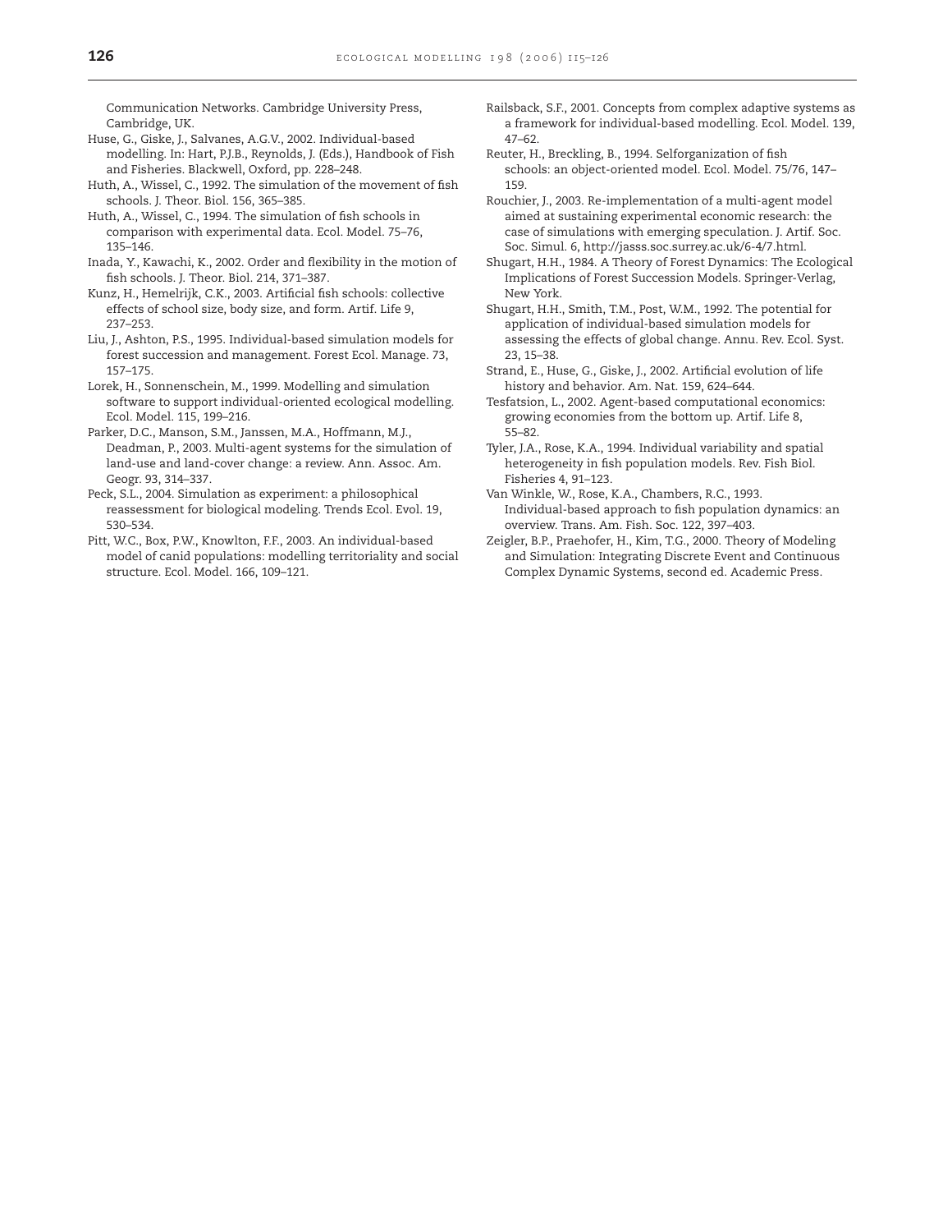Communication Networks. Cambridge University Press, Cambridge, UK.

Huse, G., Giske, J., Salvanes, A.G.V., 2002. Individual-based modelling. In: Hart, P.J.B., Reynolds, J. (Eds.), Handbook of Fish and Fisheries. Blackwell, Oxford, pp. 228–248.

Huth, A., Wissel, C., 1992. The simulation of the movement of fish schools. J. Theor. Biol. 156, 365–385.

Huth, A., Wissel, C., 1994. The simulation of fish schools in comparison with experimental data. Ecol. Model. 75–76, 135–146.

Inada, Y., Kawachi, K., 2002. Order and flexibility in the motion of fish schools. J. Theor. Biol. 214, 371–387.

Kunz, H., Hemelrijk, C.K., 2003. Artificial fish schools: collective effects of school size, body size, and form. Artif. Life 9, 237–253.

Liu, J., Ashton, P.S., 1995. Individual-based simulation models for forest succession and management. Forest Ecol. Manage. 73, 157–175.

Lorek, H., Sonnenschein, M., 1999. Modelling and simulation software to support individual-oriented ecological modelling. Ecol. Model. 115, 199–216.

Parker, D.C., Manson, S.M., Janssen, M.A., Hoffmann, M.J., Deadman, P., 2003. Multi-agent systems for the simulation of land-use and land-cover change: a review. Ann. Assoc. Am. Geogr. 93, 314–337.

Peck, S.L., 2004. Simulation as experiment: a philosophical reassessment for biological modeling. Trends Ecol. Evol. 19, 530–534.

Pitt, W.C., Box, P.W., Knowlton, F.F., 2003. An individual-based model of canid populations: modelling territoriality and social structure. Ecol. Model. 166, 109–121.

Railsback, S.F., 2001. Concepts from complex adaptive systems as a framework for individual-based modelling. Ecol. Model. 139, 47–62.

Reuter, H., Breckling, B., 1994. Selforganization of fish schools: an object-oriented model. Ecol. Model. 75/76, 147–159.

Rouchier, J., 2003. Re-implementation of a multi-agent model aimed at sustaining experimental economic research: the case of simulations with emerging speculation. J. Artif. Soc. Soc. Simul. 6, http://jasss.soc.surrey.ac.uk/6-4/7.html.

Shugart, H.H., 1984. A Theory of Forest Dynamics: The Ecological Implications of Forest Succession Models. Springer-Verlag, New York.

Shugart, H.H., Smith, T.M., Post, W.M., 1992. The potential for application of individual-based simulation models for assessing the effects of global change. Annu. Rev. Ecol. Syst. 23, 15–38.

Strand, E., Huse, G., Giske, J., 2002. Artificial evolution of life history and behavior. Am. Nat. 159, 624–644.

Tesfatsion, L., 2002. Agent-based computational economics: growing economies from the bottom up. Artif. Life 8, 55–82.

Tyler, J.A., Rose, K.A., 1994. Individual variability and spatial heterogeneity in fish population models. Rev. Fish Biol. Fisheries 4, 91–123.

Van Winkle, W., Rose, K.A., Chambers, R.C., 1993. Individual-based approach to fish population dynamics: an overview. Trans. Am. Fish. Soc. 122, 397–403.

Zeigler, B.P., Praehofer, H., Kim, T.G., 2000. Theory of Modeling and Simulation: Integrating Discrete Event and Continuous Complex Dynamic Systems, second ed. Academic Press.